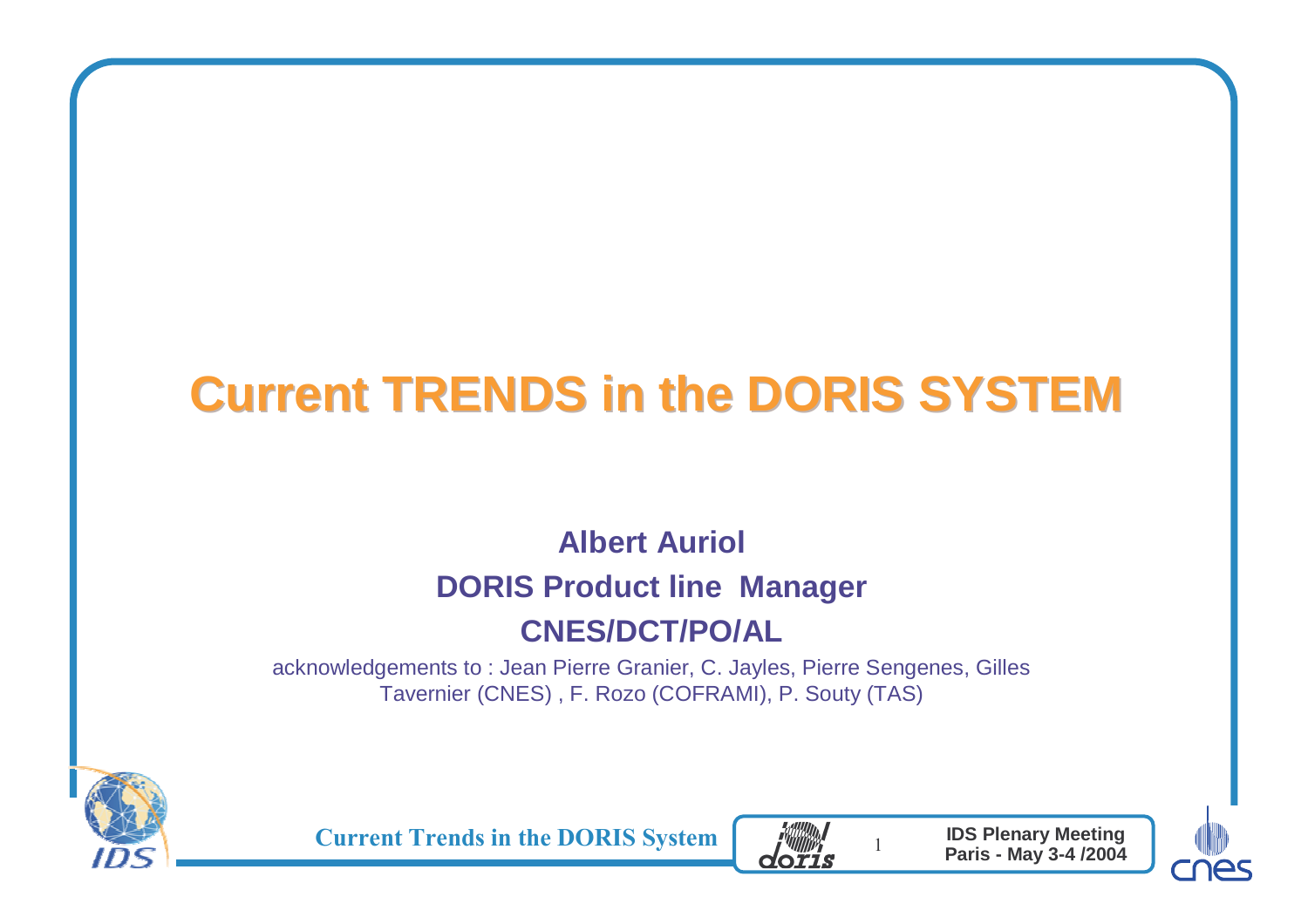# Current TRENDS in the DORIS SYSTEM

**Albert Auriol**

**DORIS Product line Manager**

**CNES/DCT/PO/AL**

acknowledgements to : Jean Pierre Granier, C. Jayles, Pierre Sengenes, Gilles Tavernier (CNES) , F. Rozo (COFRAMI), P. Souty (TAS)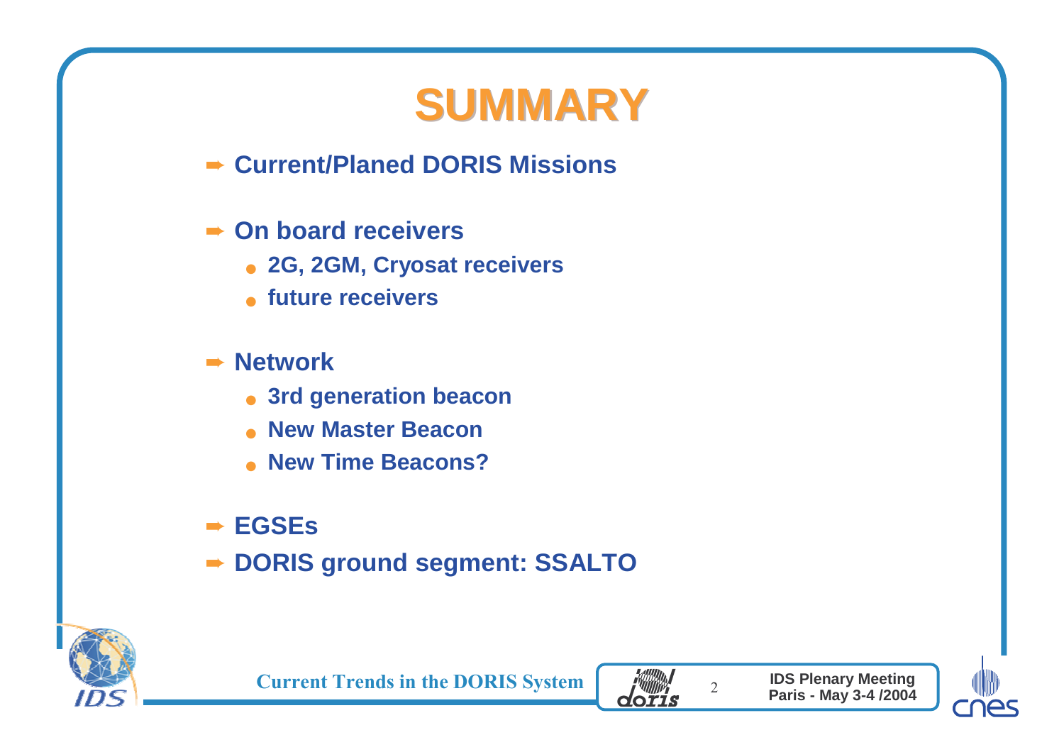# SUMMARY

- **Current/Planed DORIS Missions**
- **On board receivers**
  - **2G, 2GM, Cryosat receivers**
  - **future receivers**
- **Network**
  - **3rd generation beacon**
  - **New Master Beacon**
  - **New Time Beacons?**
- **EGSEs**
- **DORIS ground segment: SSALTO**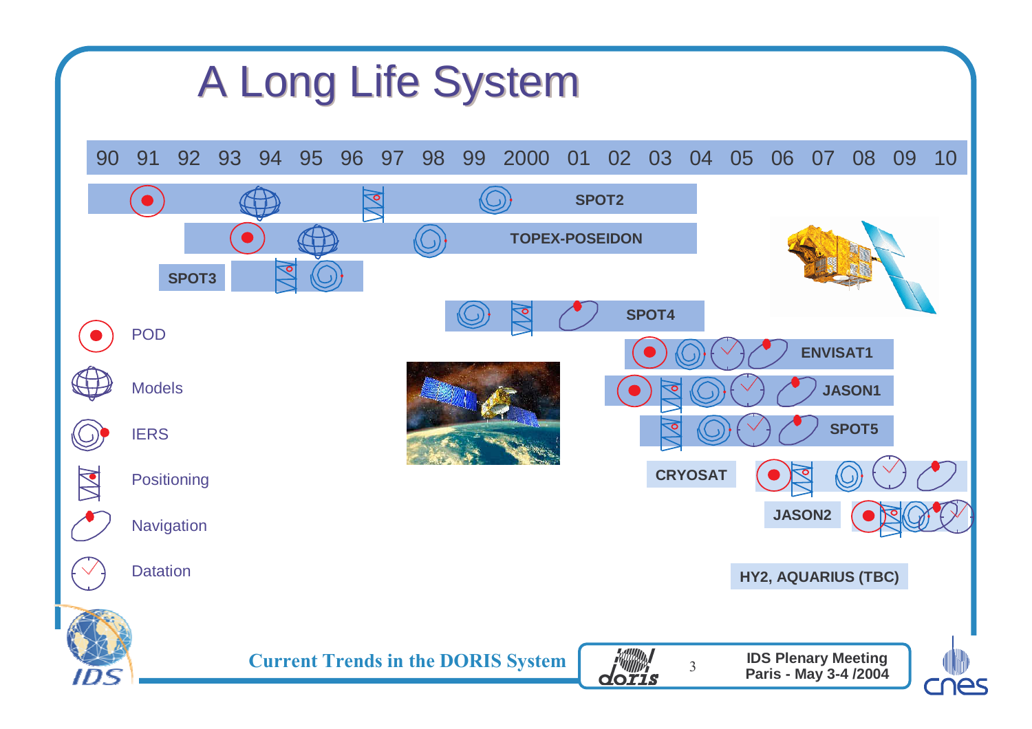# A Long Life System

90 91 92 93 94 95 96 97 98 99 2000 01 02 03 04 05 06 07 08 09 10

SPOT2

TOPEX-POSEIDON

SPOT3

SPOT4

ENVISAT1

JASON1

SPOT5

CRYOSAT

JASON2

HY2, AQUARIUS (TBC)

- POD
- Models
- IERS
- Positioning
- Navigation
- Datation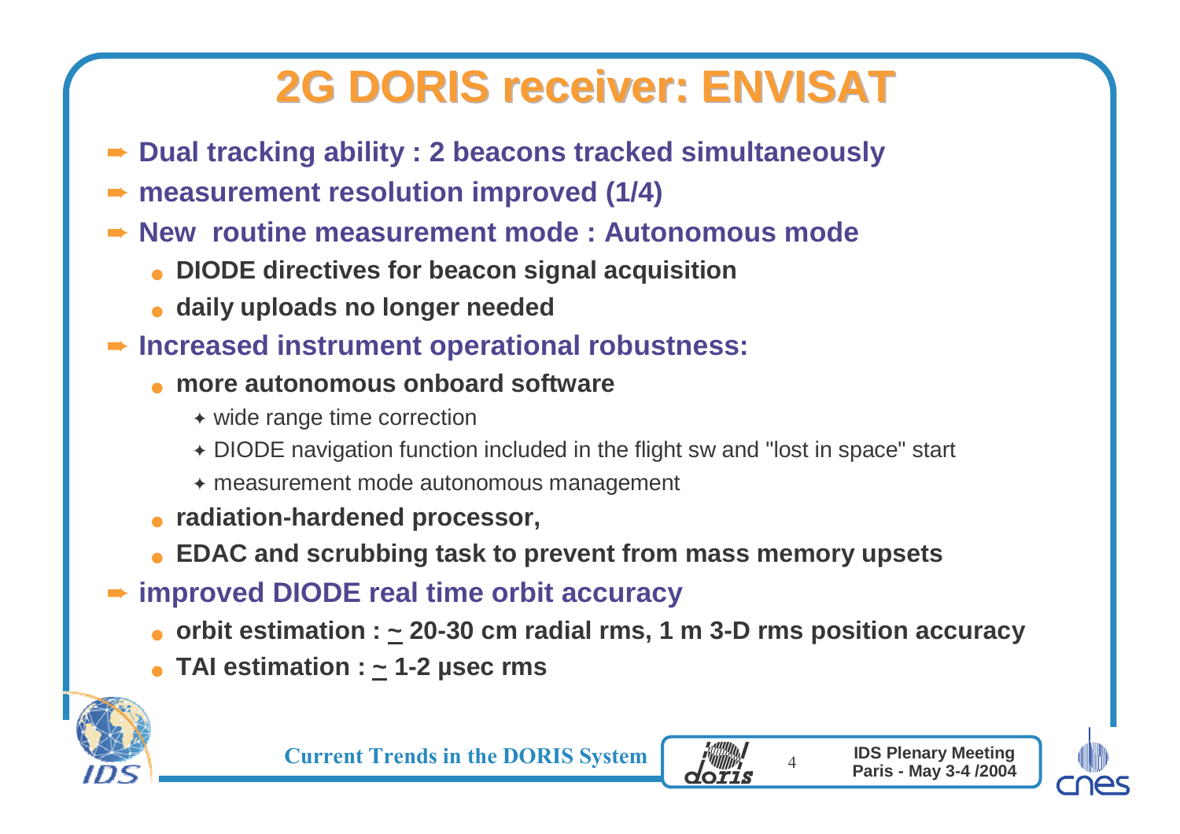# 2G DORIS receiver: ENVISAT

- Dual tracking ability : 2 beacons tracked simultaneously
- measurement resolution improved (1/4)
- New routine measurement mode : Autonomous mode
  - DIODE directives for beacon signal acquisition
  - daily uploads no longer needed
- Increased instrument operational robustness:
  - more autonomous onboard software
    - wide range time correction
    - DIODE navigation function included in the flight sw and "lost in space" start
    - measurement mode autonomous management
  - radiation-hardened processor,
  - EDAC and scrubbing task to prevent from mass memory upsets
- improved DIODE real time orbit accuracy
  - orbit estimation : ~ 20-30 cm radial rms, 1 m 3-D rms position accuracy
  - TAI estimation : ~ 1-2 µsec rms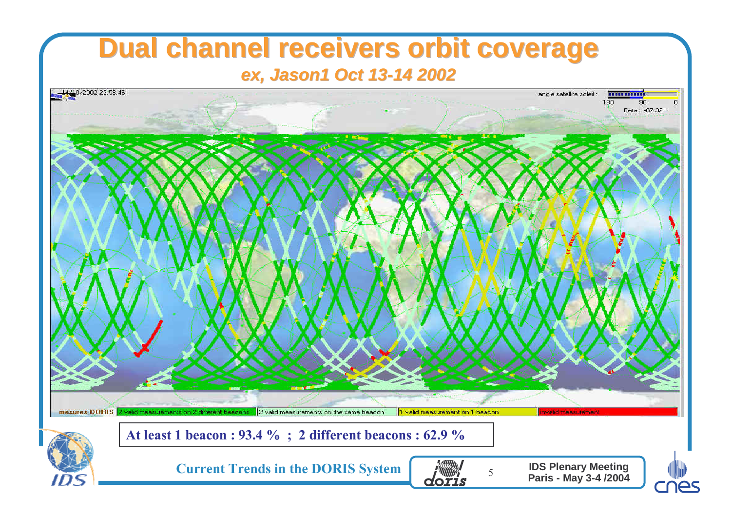# Dual channel receivers orbit coverage

*ex, Jason1 Oct 13-14 2002*

14/10/2002 23:58:46

angle satellite soleil : 180 90 0

Beta : -67.32°

mesures DORIS | 2 valid measurements on 2 different beacons | 2 valid measurements on the same beacon | 1 valid measurement on 1 beacon | invalid measurement

**At least 1 beacon : 93.4 % ; 2 different beacons : 62.9 %**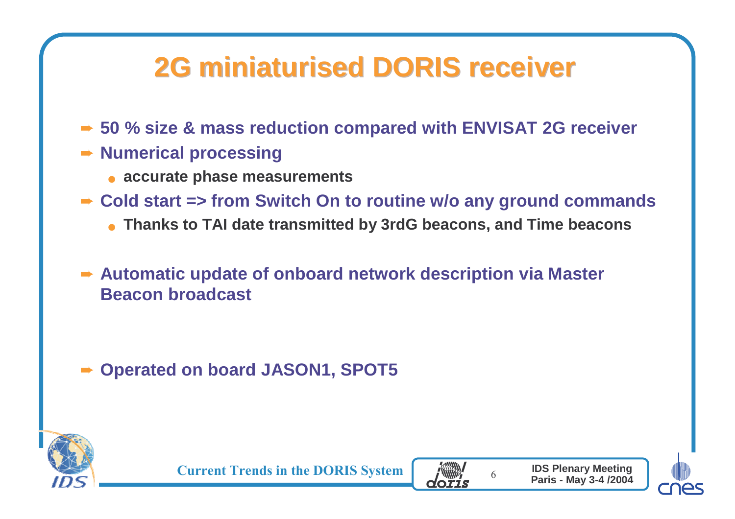# 2G miniaturised DORIS receiver

- 50 % size & mass reduction compared with ENVISAT 2G receiver
- Numerical processing
  - accurate phase measurements
- Cold start => from Switch On to routine w/o any ground commands
  - Thanks to TAI date transmitted by 3rdG beacons, and Time beacons
- Automatic update of onboard network description via Master Beacon broadcast
- Operated on board JASON1, SPOT5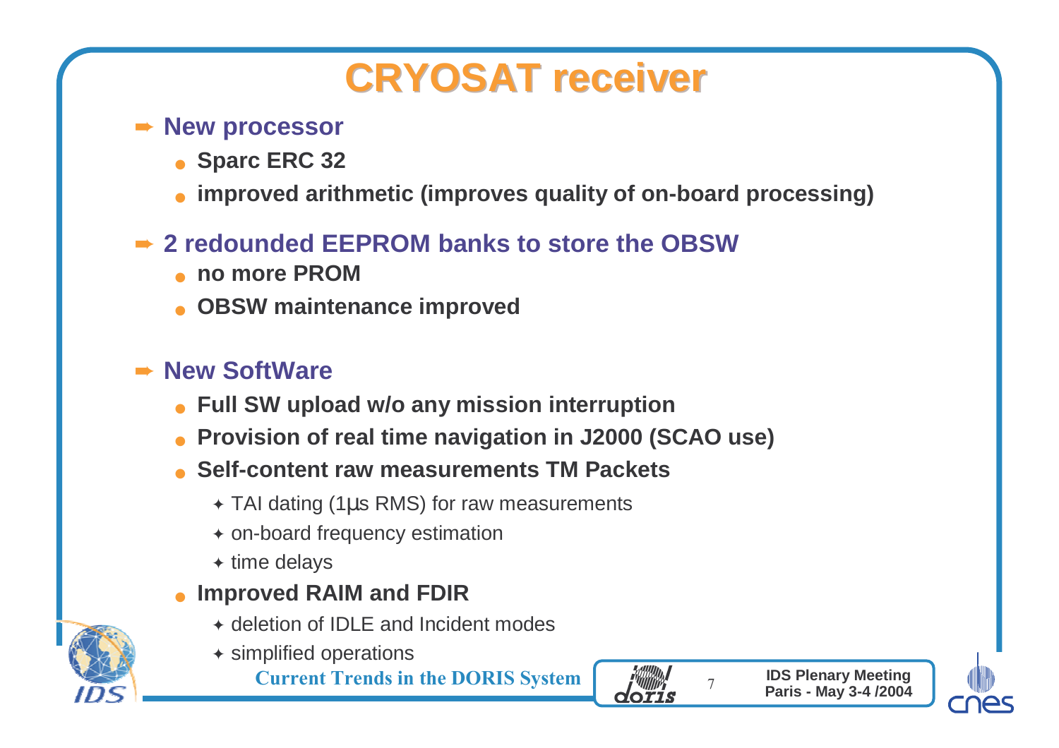# CRYOSAT receiver

- **New processor**
  - **Sparc ERC 32**
  - **improved arithmetic (improves quality of on-board processing)**
- **2 redounded EEPROM banks to store the OBSW**
  - **no more PROM**
  - **OBSW maintenance improved**
- **New SoftWare**
  - **Full SW upload w/o any mission interruption**
  - **Provision of real time navigation in J2000 (SCAO use)**
  - **Self-content raw measurements TM Packets**
    - TAI dating (1µs RMS) for raw measurements
    - on-board frequency estimation
    - time delays
  - **Improved RAIM and FDIR**
    - deletion of IDLE and Incident modes
    - simplified operations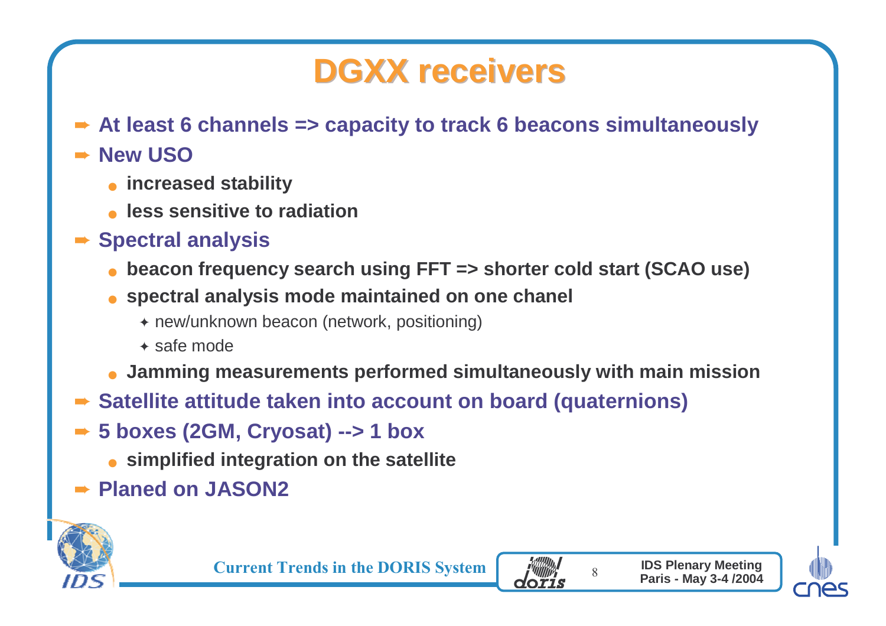# DGXX receivers

- **At least 6 channels => capacity to track 6 beacons simultaneously**
- **New USO**
  - **increased stability**
  - **less sensitive to radiation**
- **Spectral analysis**
  - **beacon frequency search using FFT => shorter cold start (SCAO use)**
  - **spectral analysis mode maintained on one chanel**
    - new/unknown beacon (network, positioning)
    - safe mode
  - **Jamming measurements performed simultaneously with main mission**
- **Satellite attitude taken into account on board (quaternions)**
- **5 boxes (2GM, Cryosat) --> 1 box**
  - **simplified integration on the satellite**
- **Planed on JASON2**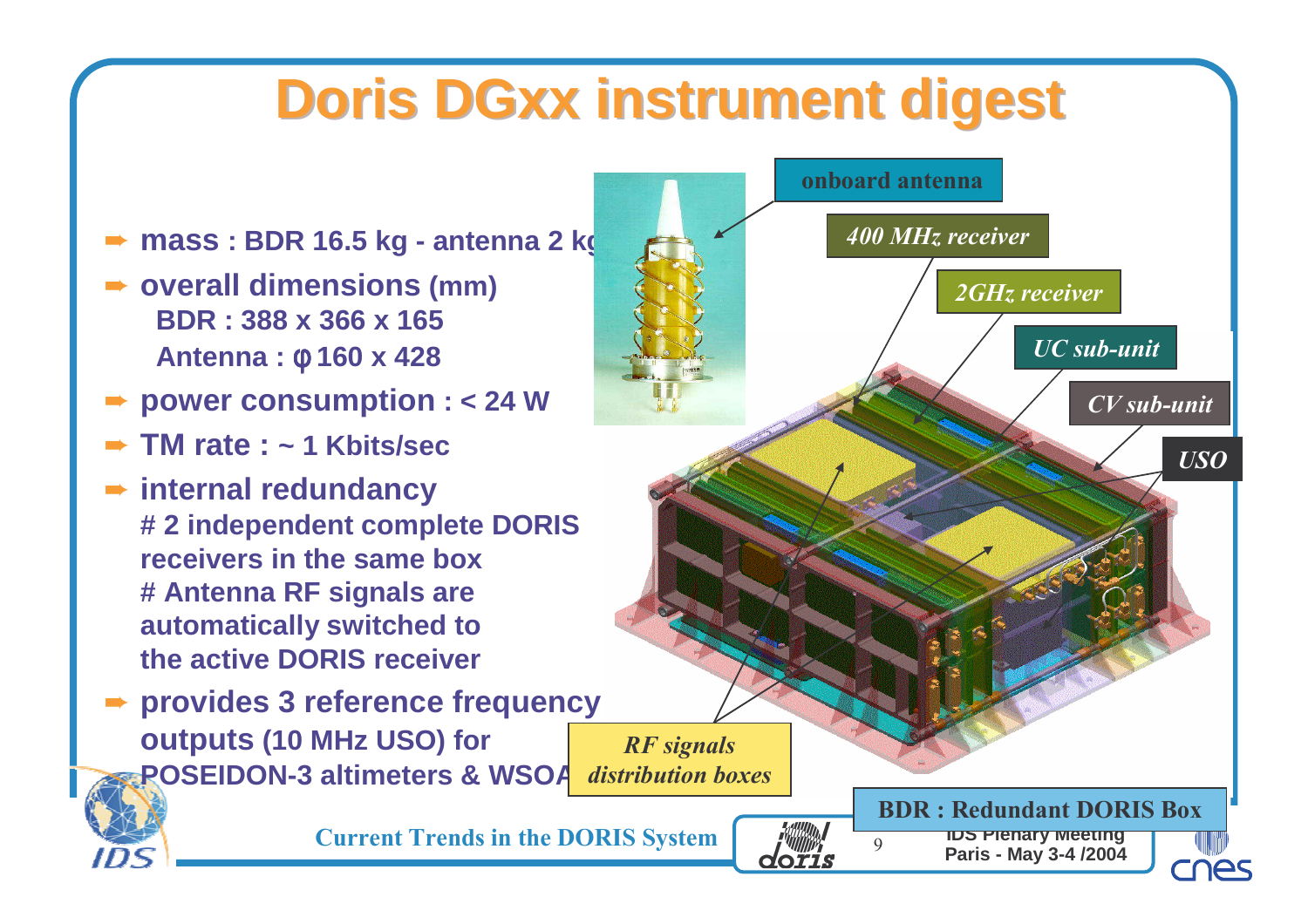# Doris DGxx instrument digest

- **mass : BDR 16.5 kg - antenna 2 kg**
- **overall dimensions (mm)**
  **BDR : 388 x 366 x 165**
  **Antenna : φ 160 x 428**
- **power consumption : < 24 W**
- **TM rate : ~ 1 Kbits/sec**
- **internal redundancy**
  **# 2 independent complete DORIS receivers in the same box**
  **# Antenna RF signals are automatically switched to the active DORIS receiver**
- **provides 3 reference frequency outputs (10 MHz USO) for POSEIDON-3 altimeters & WSOA**

onboard antenna

*400 MHz receiver*

*2GHz receiver*

*UC sub-unit*

*CV sub-unit*

*USO*

*RF signals distribution boxes*

**BDR : Redundant DORIS Box**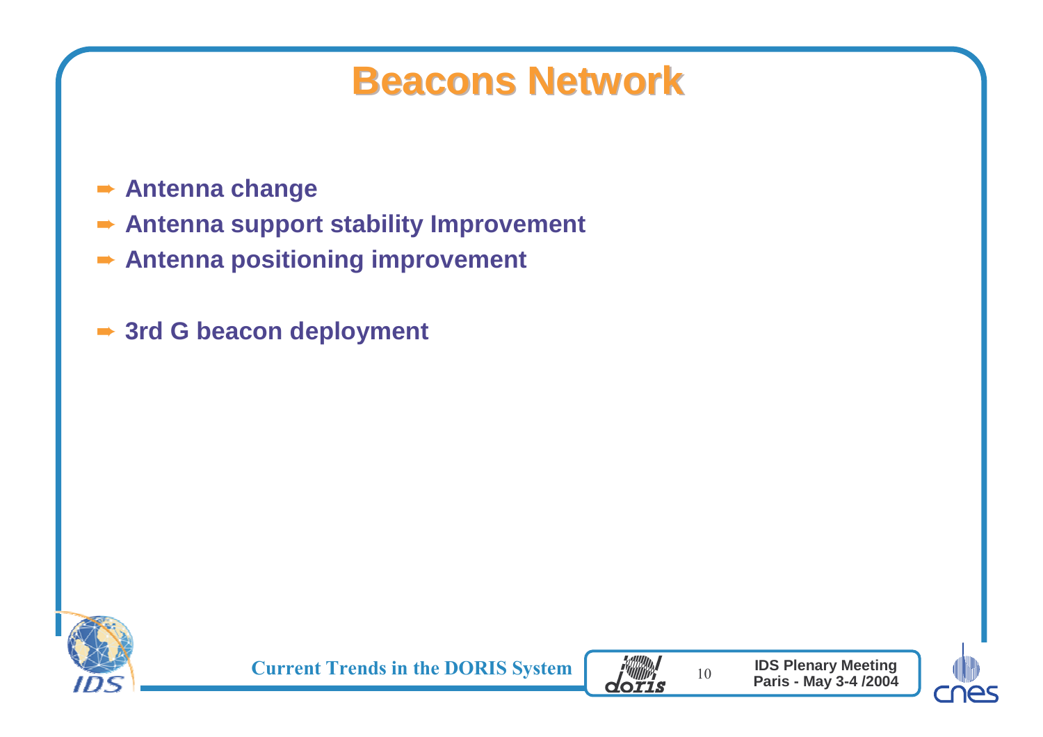# Beacons Network

- Antenna change
- Antenna support stability Improvement
- Antenna positioning improvement

- 3rd G beacon deployment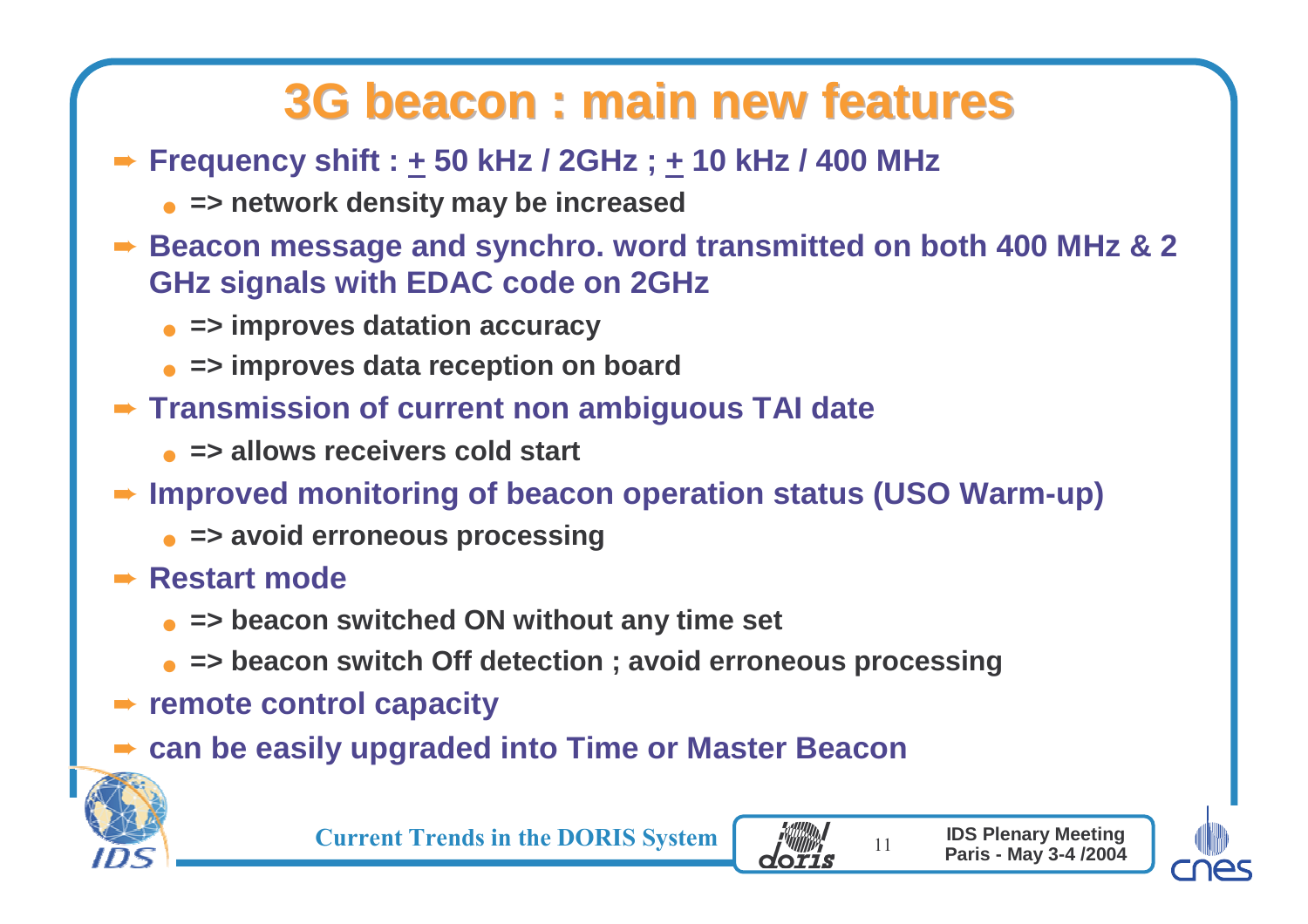# 3G beacon : main new features

- **Frequency shift : ± 50 kHz / 2GHz ; ± 10 kHz / 400 MHz**
  - **=> network density may be increased**
- **Beacon message and synchro. word transmitted on both 400 MHz & 2 GHz signals with EDAC code on 2GHz**
  - **=> improves datation accuracy**
  - **=> improves data reception on board**
- **Transmission of current non ambiguous TAI date**
  - **=> allows receivers cold start**
- **Improved monitoring of beacon operation status (USO Warm-up)**
  - **=> avoid erroneous processing**
- **Restart mode**
  - **=> beacon switched ON without any time set**
  - **=> beacon switch Off detection ; avoid erroneous processing**
- **remote control capacity**
- **can be easily upgraded into Time or Master Beacon**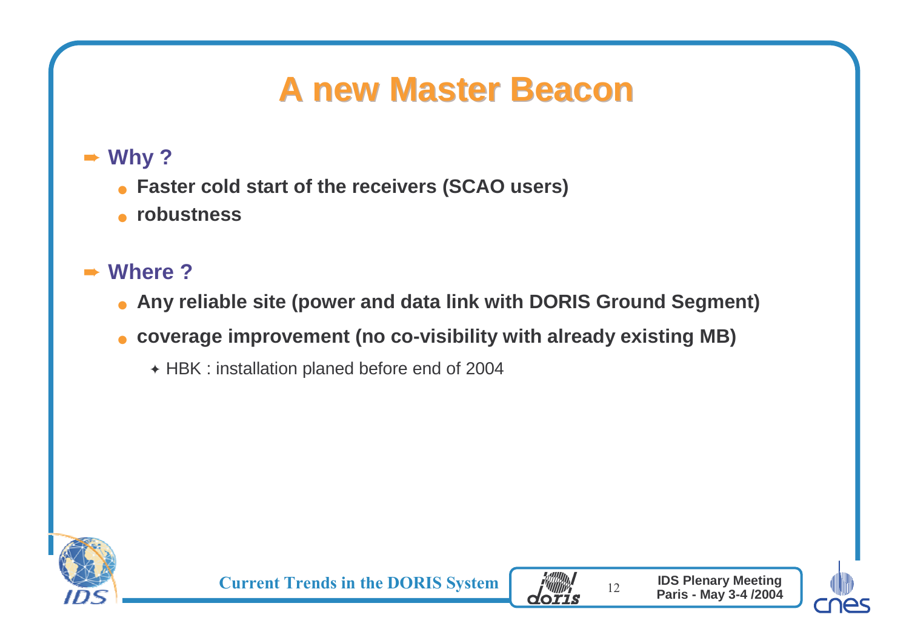# A new Master Beacon

- **Why ?**
  - **Faster cold start of the receivers (SCAO users)**
  - **robustness**

- **Where ?**
  - **Any reliable site (power and data link with DORIS Ground Segment)**
  - **coverage improvement (no co-visibility with already existing MB)**
    - HBK : installation planed before end of 2004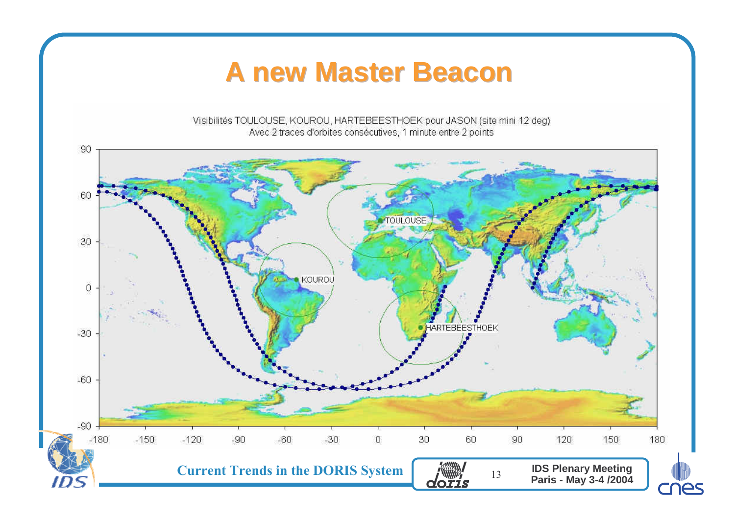# A new Master Beacon

Visibilités TOULOUSE, KOUROU, HARTEBEESTHOEK pour JASON (site mini 12 deg)
Avec 2 traces d'orbites consécutives, 1 minute entre 2 points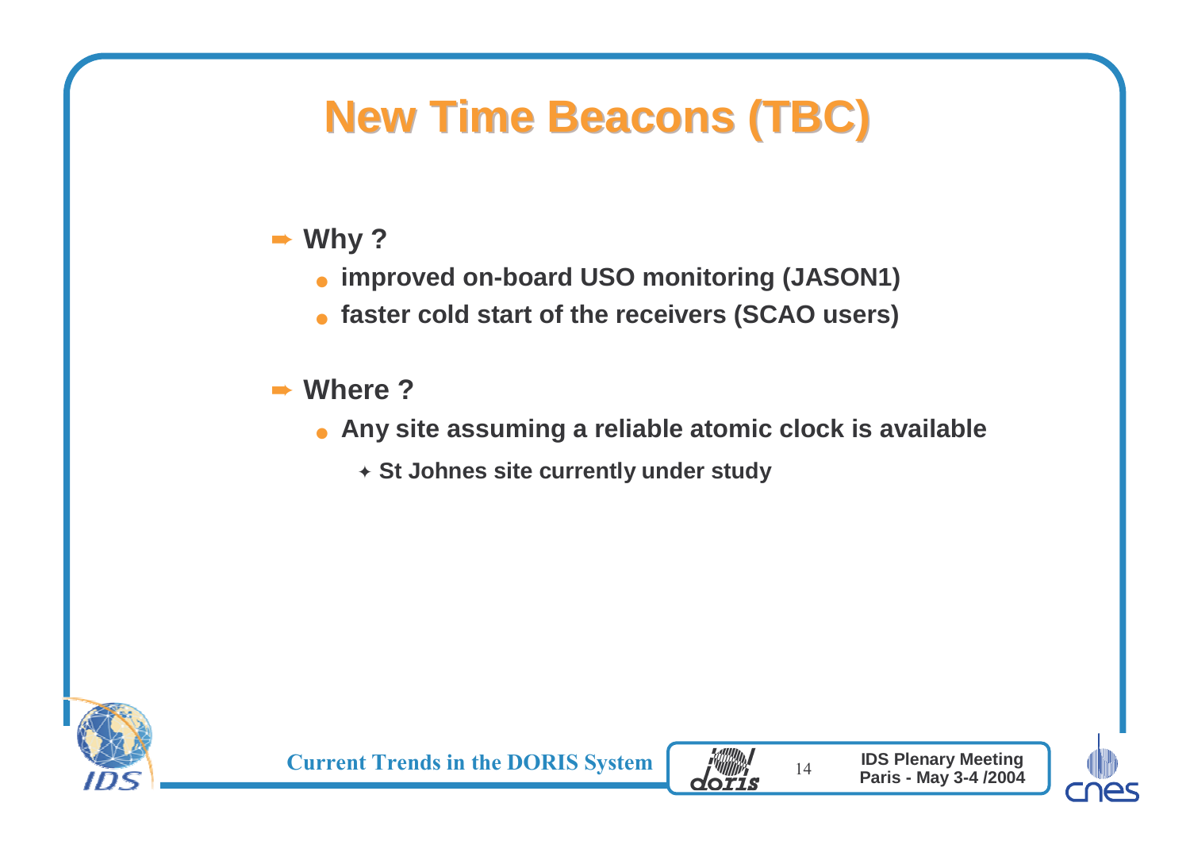# New Time Beacons (TBC)

- **Why ?**
  - **improved on-board USO monitoring (JASON1)**
  - **faster cold start of the receivers (SCAO users)**

- **Where ?**
  - **Any site assuming a reliable atomic clock is available**
    - **St Johnes site currently under study**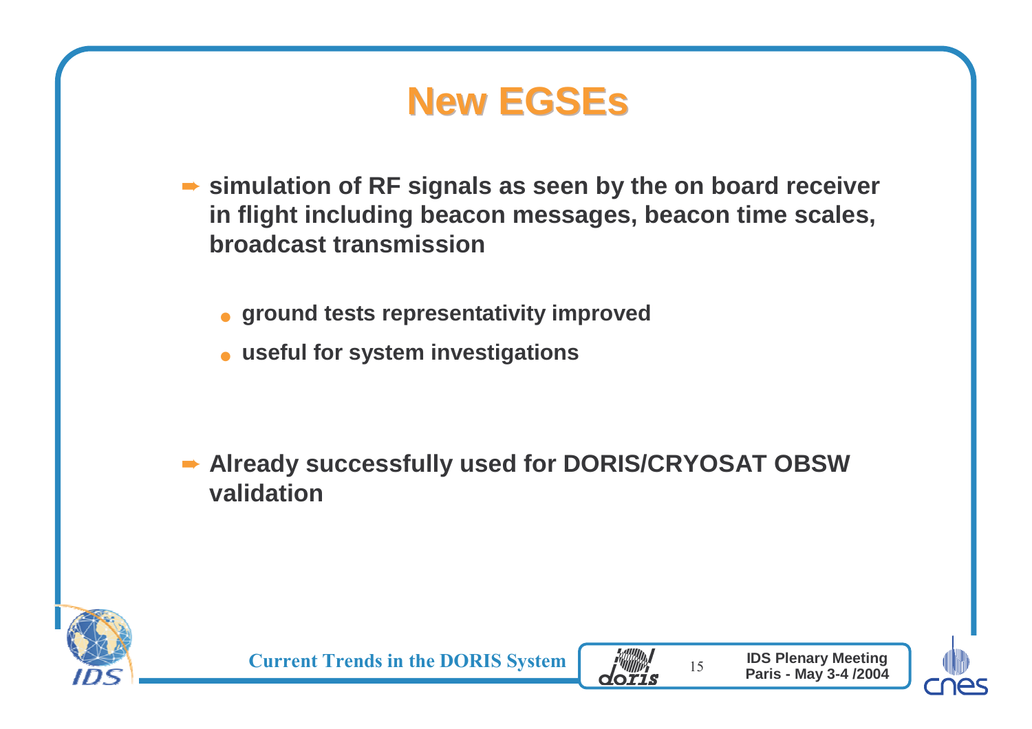# New EGSEs

- simulation of RF signals as seen by the on board receiver in flight including beacon messages, beacon time scales, broadcast transmission
  - ground tests representativity improved
  - useful for system investigations

- Already successfully used for DORIS/CRYOSAT OBSW validation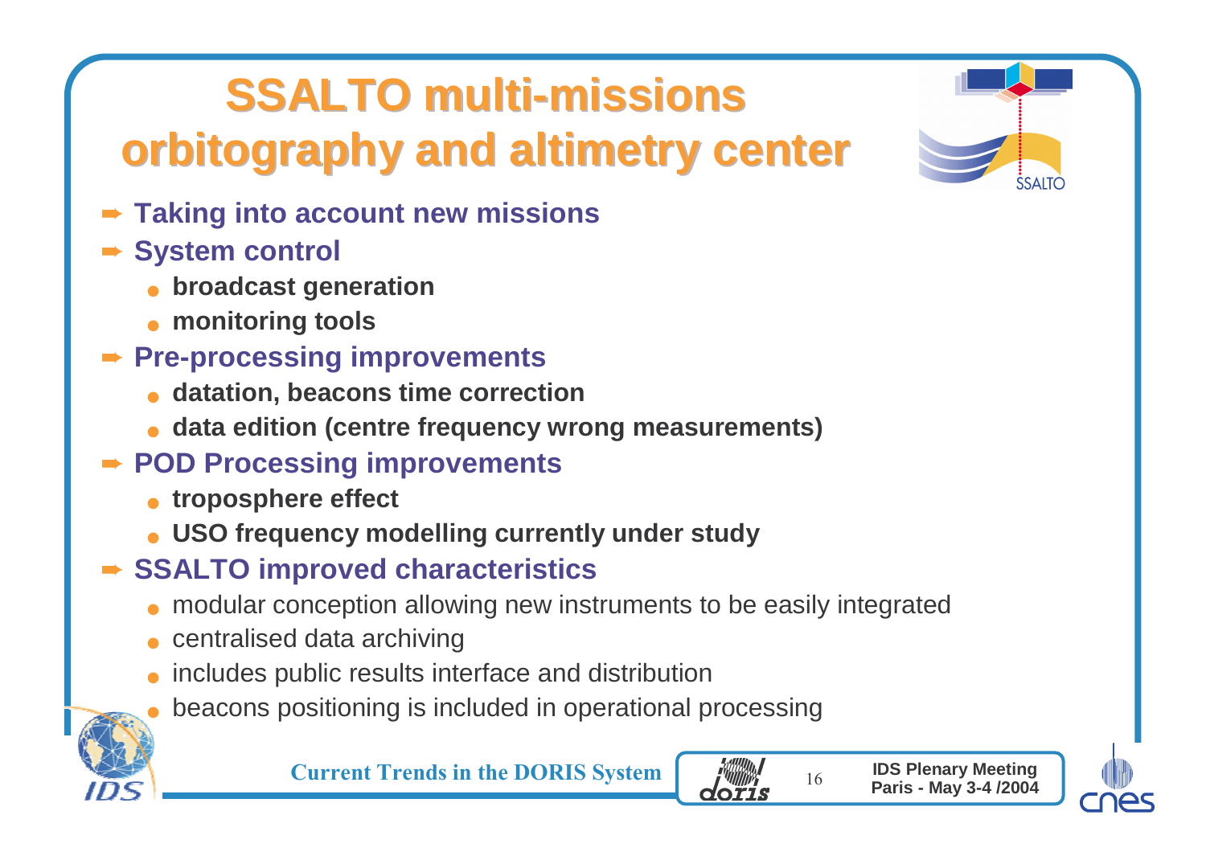# SSALTO multi-missions orbitography and altimetry center

- **Taking into account new missions**
- **System control**
  - **broadcast generation**
  - **monitoring tools**
- **Pre-processing improvements**
  - **datation, beacons time correction**
  - **data edition (centre frequency wrong measurements)**
- **POD Processing improvements**
  - **troposphere effect**
  - **USO frequency modelling currently under study**
- **SSALTO improved characteristics**
  - modular conception allowing new instruments to be easily integrated
  - centralised data archiving
  - includes public results interface and distribution
  - beacons positioning is included in operational processing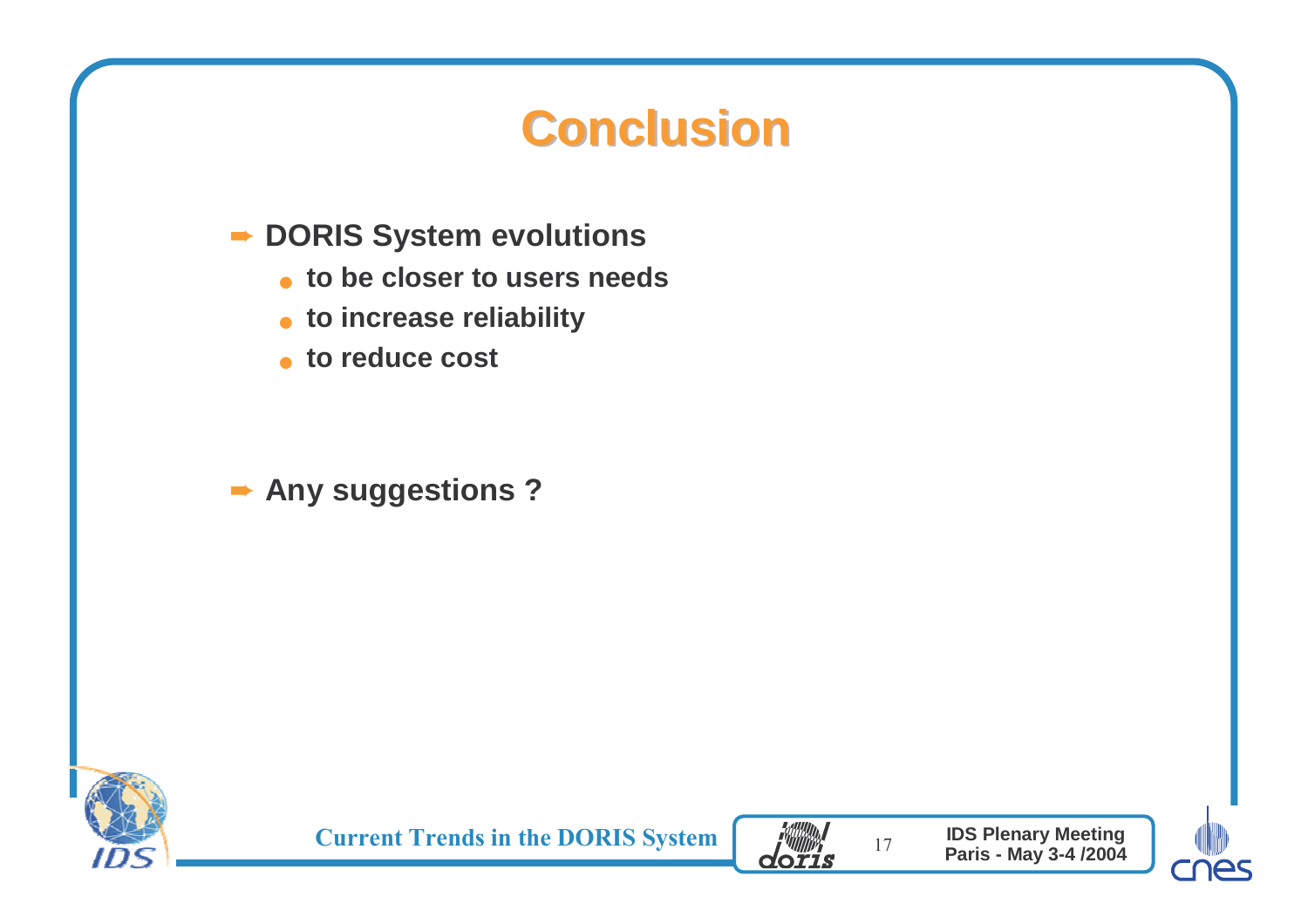# Conclusion

- **DORIS System evolutions**
  - **to be closer to users needs**
  - **to increase reliability**
  - **to reduce cost**

- **Any suggestions ?**